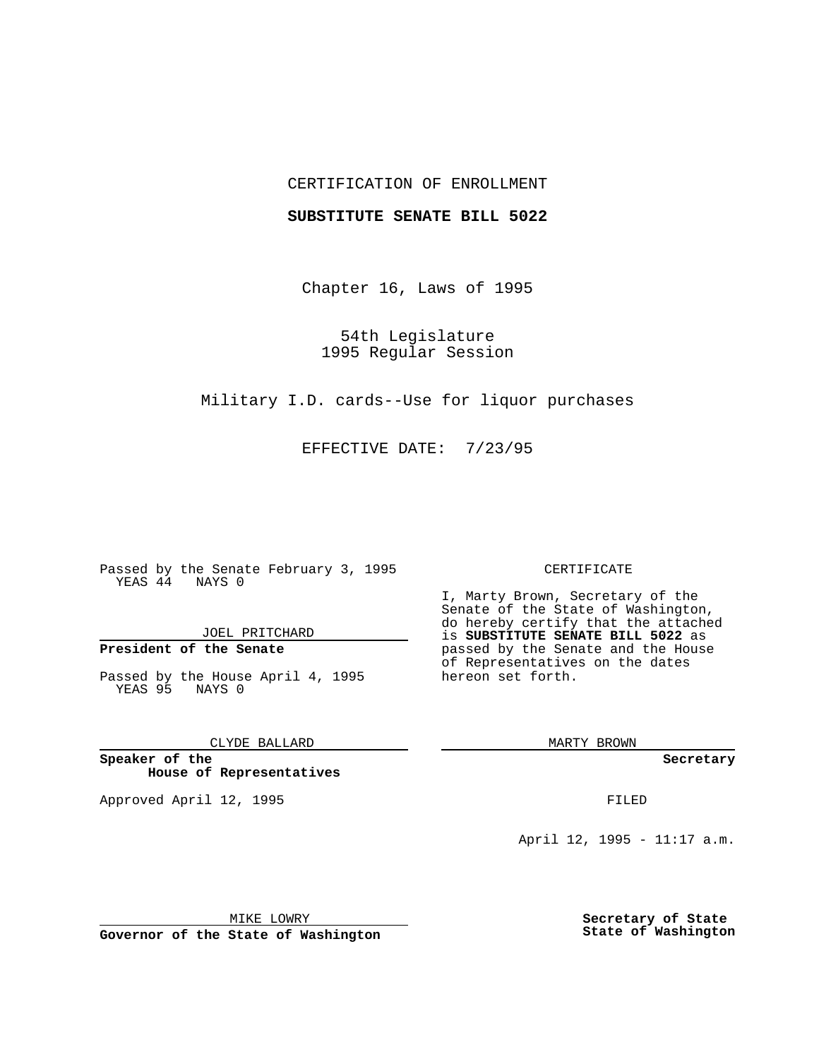CERTIFICATION OF ENROLLMENT

**SUBSTITUTE SENATE BILL 5022**

Chapter 16, Laws of 1995

54th Legislature
1995 Regular Session

Military I.D. cards--Use for liquor purchases

EFFECTIVE DATE: 7/23/95

Passed by the Senate February 3, 1995
YEAS 44 NAYS 0

JOEL PRITCHARD

**President of the Senate**

Passed by the House April 4, 1995
YEAS 95 NAYS 0

CLYDE BALLARD

**Speaker of the House of Representatives**

Approved April 12, 1995

MIKE LOWRY

**Governor of the State of Washington**

CERTIFICATE

I, Marty Brown, Secretary of the Senate of the State of Washington, do hereby certify that the attached is **SUBSTITUTE SENATE BILL 5022** as passed by the Senate and the House of Representatives on the dates hereon set forth.

MARTY BROWN

**Secretary**

FILED

April 12, 1995 - 11:17 a.m.

**Secretary of State**
**State of Washington**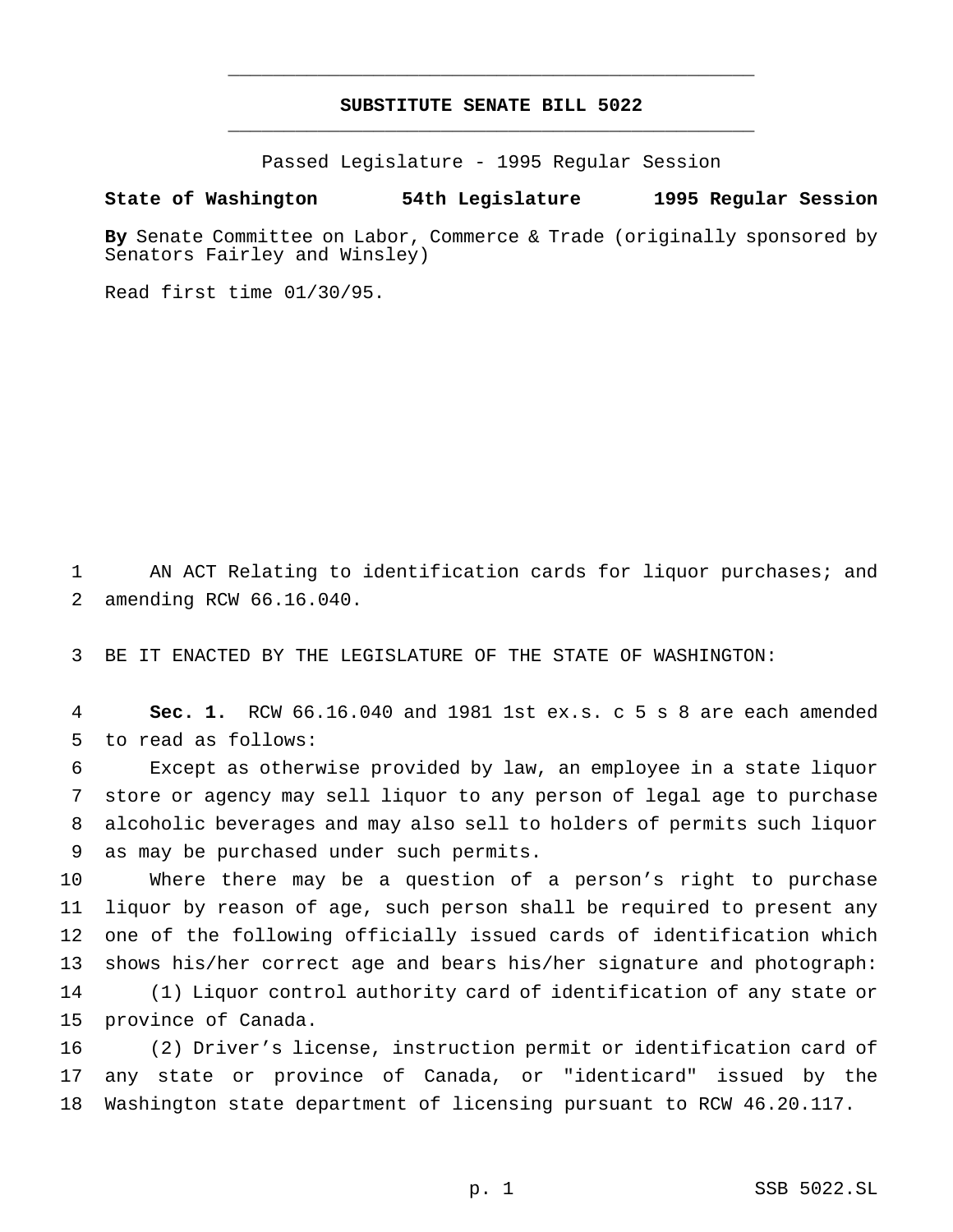# SUBSTITUTE SENATE BILL 5022

Passed Legislature - 1995 Regular Session

**State of Washington 54th Legislature 1995 Regular Session**

**By** Senate Committee on Labor, Commerce & Trade (originally sponsored by Senators Fairley and Winsley)

Read first time 01/30/95.

AN ACT Relating to identification cards for liquor purchases; and amending RCW 66.16.040.

BE IT ENACTED BY THE LEGISLATURE OF THE STATE OF WASHINGTON:

**Sec. 1.** RCW 66.16.040 and 1981 1st ex.s. c 5 s 8 are each amended to read as follows:

Except as otherwise provided by law, an employee in a state liquor store or agency may sell liquor to any person of legal age to purchase alcoholic beverages and may also sell to holders of permits such liquor as may be purchased under such permits.

Where there may be a question of a person's right to purchase liquor by reason of age, such person shall be required to present any one of the following officially issued cards of identification which shows his/her correct age and bears his/her signature and photograph:

(1) Liquor control authority card of identification of any state or province of Canada.

(2) Driver's license, instruction permit or identification card of any state or province of Canada, or "identicard" issued by the Washington state department of licensing pursuant to RCW 46.20.117.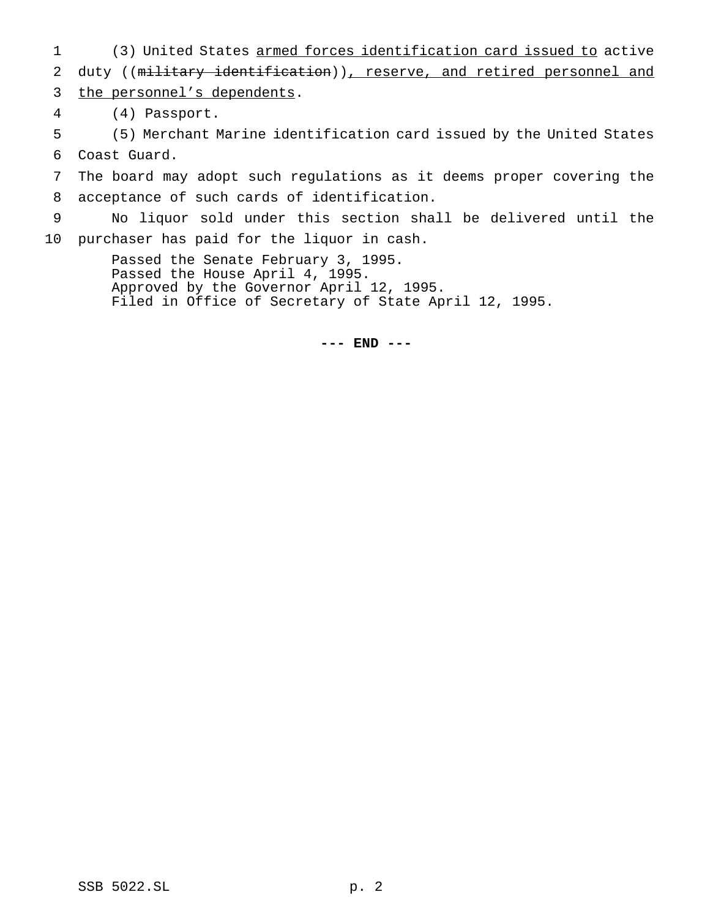(3) United States armed forces identification card issued to active duty ((~~military identification~~)), reserve, and retired personnel and the personnel's dependents.

(4) Passport.

(5) Merchant Marine identification card issued by the United States Coast Guard.

The board may adopt such regulations as it deems proper covering the acceptance of such cards of identification.

No liquor sold under this section shall be delivered until the purchaser has paid for the liquor in cash.

Passed the Senate February 3, 1995.
Passed the House April 4, 1995.
Approved by the Governor April 12, 1995.
Filed in Office of Secretary of State April 12, 1995.

**--- END ---**